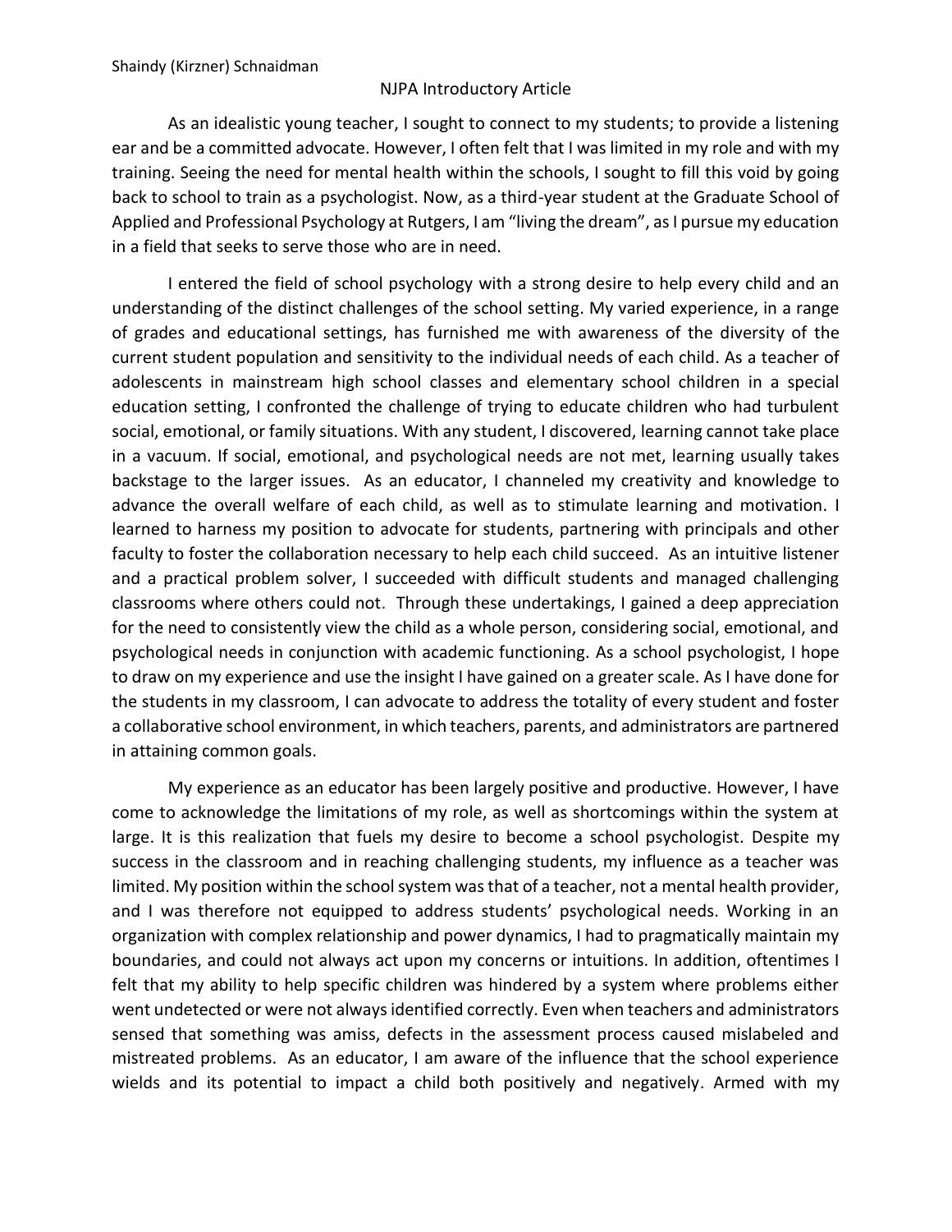Shaindy (Kirzner) Schnaidman

# NJPA Introductory Article

As an idealistic young teacher, I sought to connect to my students; to provide a listening ear and be a committed advocate. However, I often felt that I was limited in my role and with my training. Seeing the need for mental health within the schools, I sought to fill this void by going back to school to train as a psychologist. Now, as a third-year student at the Graduate School of Applied and Professional Psychology at Rutgers, I am "living the dream", as I pursue my education in a field that seeks to serve those who are in need.

I entered the field of school psychology with a strong desire to help every child and an understanding of the distinct challenges of the school setting. My varied experience, in a range of grades and educational settings, has furnished me with awareness of the diversity of the current student population and sensitivity to the individual needs of each child. As a teacher of adolescents in mainstream high school classes and elementary school children in a special education setting, I confronted the challenge of trying to educate children who had turbulent social, emotional, or family situations. With any student, I discovered, learning cannot take place in a vacuum. If social, emotional, and psychological needs are not met, learning usually takes backstage to the larger issues. As an educator, I channeled my creativity and knowledge to advance the overall welfare of each child, as well as to stimulate learning and motivation. I learned to harness my position to advocate for students, partnering with principals and other faculty to foster the collaboration necessary to help each child succeed. As an intuitive listener and a practical problem solver, I succeeded with difficult students and managed challenging classrooms where others could not. Through these undertakings, I gained a deep appreciation for the need to consistently view the child as a whole person, considering social, emotional, and psychological needs in conjunction with academic functioning. As a school psychologist, I hope to draw on my experience and use the insight I have gained on a greater scale. As I have done for the students in my classroom, I can advocate to address the totality of every student and foster a collaborative school environment, in which teachers, parents, and administrators are partnered in attaining common goals.

My experience as an educator has been largely positive and productive. However, I have come to acknowledge the limitations of my role, as well as shortcomings within the system at large. It is this realization that fuels my desire to become a school psychologist. Despite my success in the classroom and in reaching challenging students, my influence as a teacher was limited. My position within the school system was that of a teacher, not a mental health provider, and I was therefore not equipped to address students' psychological needs. Working in an organization with complex relationship and power dynamics, I had to pragmatically maintain my boundaries, and could not always act upon my concerns or intuitions. In addition, oftentimes I felt that my ability to help specific children was hindered by a system where problems either went undetected or were not always identified correctly. Even when teachers and administrators sensed that something was amiss, defects in the assessment process caused mislabeled and mistreated problems. As an educator, I am aware of the influence that the school experience wields and its potential to impact a child both positively and negatively. Armed with my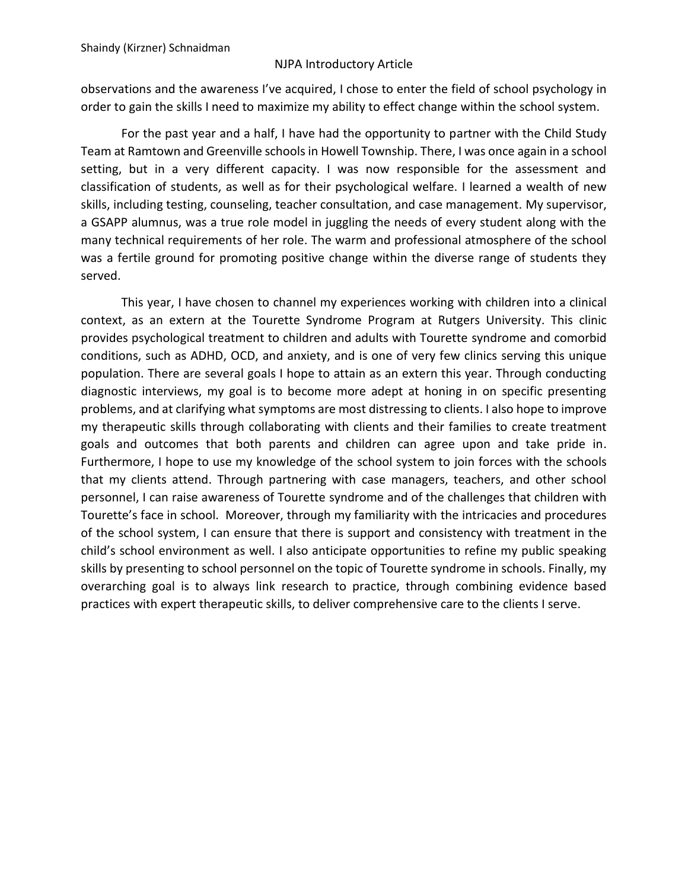observations and the awareness I've acquired, I chose to enter the field of school psychology in order to gain the skills I need to maximize my ability to effect change within the school system.

For the past year and a half, I have had the opportunity to partner with the Child Study Team at Ramtown and Greenville schools in Howell Township. There, I was once again in a school setting, but in a very different capacity. I was now responsible for the assessment and classification of students, as well as for their psychological welfare. I learned a wealth of new skills, including testing, counseling, teacher consultation, and case management. My supervisor, a GSAPP alumnus, was a true role model in juggling the needs of every student along with the many technical requirements of her role. The warm and professional atmosphere of the school was a fertile ground for promoting positive change within the diverse range of students they served.

This year, I have chosen to channel my experiences working with children into a clinical context, as an extern at the Tourette Syndrome Program at Rutgers University. This clinic provides psychological treatment to children and adults with Tourette syndrome and comorbid conditions, such as ADHD, OCD, and anxiety, and is one of very few clinics serving this unique population. There are several goals I hope to attain as an extern this year. Through conducting diagnostic interviews, my goal is to become more adept at honing in on specific presenting problems, and at clarifying what symptoms are most distressing to clients. I also hope to improve my therapeutic skills through collaborating with clients and their families to create treatment goals and outcomes that both parents and children can agree upon and take pride in. Furthermore, I hope to use my knowledge of the school system to join forces with the schools that my clients attend. Through partnering with case managers, teachers, and other school personnel, I can raise awareness of Tourette syndrome and of the challenges that children with Tourette's face in school. Moreover, through my familiarity with the intricacies and procedures of the school system, I can ensure that there is support and consistency with treatment in the child's school environment as well. I also anticipate opportunities to refine my public speaking skills by presenting to school personnel on the topic of Tourette syndrome in schools. Finally, my overarching goal is to always link research to practice, through combining evidence based practices with expert therapeutic skills, to deliver comprehensive care to the clients I serve.